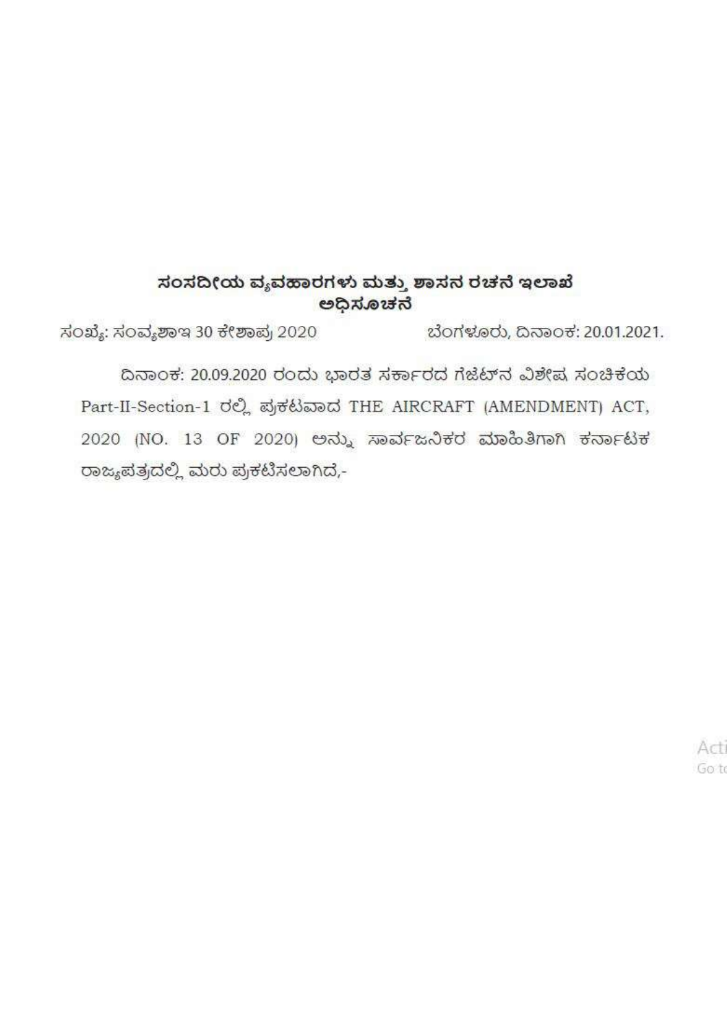## ಸಂಸದೀಯ ವ್ಯವಹಾರಗಳು ಮತ್ತು ಶಾಸನ ರಚನೆ ಇಲಾಖೆ
## ಅಧಿಸೂಚನೆ

ಸಂಖ್ಯೆ: ಸಂವ್ಯಶಾಇ 30 ಕೇಶಾಪ್ರ 2020 ಬೆಂಗಳೂರು, ದಿನಾಂಕ: 20.01.2021.

ದಿನಾಂಕ: 20.09.2020 ರಂದು ಭಾರತ ಸರ್ಕಾರದ ಗೆಜೆಟ್‌ನ ವಿಶೇಷ ಸಂಚಿಕೆಯ Part-II-Section-1 ರಲ್ಲಿ ಪ್ರಕಟವಾದ THE AIRCRAFT (AMENDMENT) ACT, 2020 (NO. 13 OF 2020) ಅನ್ನು ಸಾರ್ವಜನಿಕರ ಮಾಹಿತಿಗಾಗಿ ಕರ್ನಾಟಕ ರಾಜ್ಯಪತ್ರದಲ್ಲಿ ಮರು ಪ್ರಕಟಿಸಲಾಗಿದೆ,-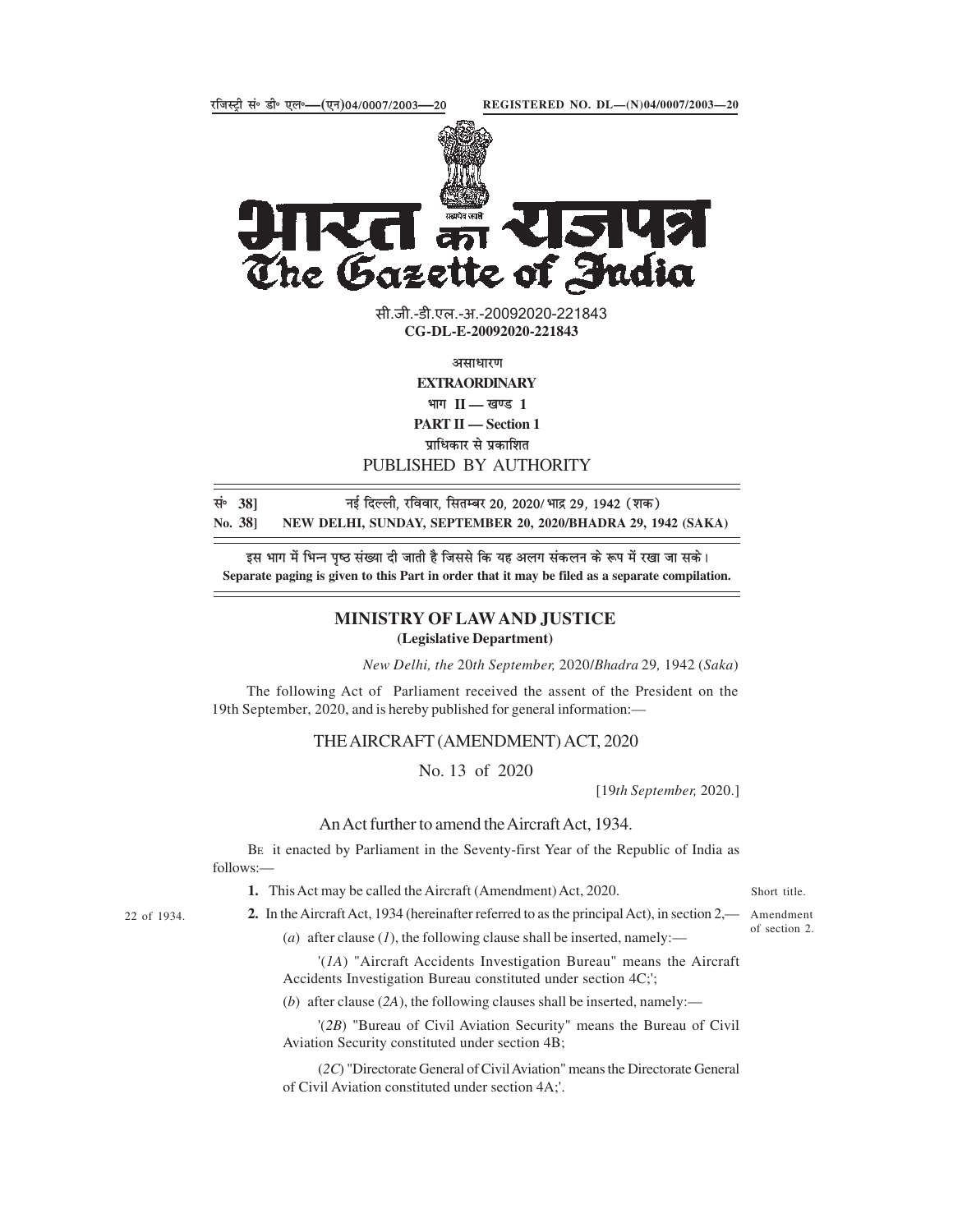रजिस्ट्री सं॰ डी॰ एल॰—(एन)04/0007/2003—20 REGISTERED NO. DL—(N)04/0007/2003—20

# भारत का राजपत्र
# The Gazette of India

सी.जी.-डी.एल.-अ.-20092020-221843
**CG-DL-E-20092020-221843**

असाधारण
**EXTRAORDINARY**
भाग II — खण्ड 1
**PART II — Section 1**
प्राधिकार से प्रकाशित
PUBLISHED BY AUTHORITY

सं॰ **38]** नई दिल्ली, रविवार, सितम्बर 20, 2020/ भाद्र 29, 1942 (शक)
**No. 38]** **NEW DELHI, SUNDAY, SEPTEMBER 20, 2020/BHADRA 29, 1942 (SAKA)**

इस भाग में भिन्न पृष्ठ संख्या दी जाती है जिससे कि यह अलग संकलन के रूप में रखा जा सके।
**Separate paging is given to this Part in order that it may be filed as a separate compilation.**

## MINISTRY OF LAW AND JUSTICE
**(Legislative Department)**

*New Delhi, the* 20*th September,* 2020/*Bhadra* 29, 1942 (*Saka*)

The following Act of Parliament received the assent of the President on the 19th September, 2020, and is hereby published for general information:—

## THE AIRCRAFT (AMENDMENT) ACT, 2020

No. 13 of 2020

[19*th September,* 2020.]

An Act further to amend the Aircraft Act, 1934.

BE it enacted by Parliament in the Seventy-first Year of the Republic of India as follows:—

Short title.

**1.** This Act may be called the Aircraft (Amendment) Act, 2020.

22 of 1934.

Amendment of section 2.

**2.** In the Aircraft Act, 1934 (hereinafter referred to as the principal Act), in section 2,—

(*a*) after clause (*1*), the following clause shall be inserted, namely:—

'(*1A*) "Aircraft Accidents Investigation Bureau" means the Aircraft Accidents Investigation Bureau constituted under section 4C;';

(*b*) after clause (*2A*), the following clauses shall be inserted, namely:—

'(*2B*) "Bureau of Civil Aviation Security" means the Bureau of Civil Aviation Security constituted under section 4B;

(*2C*) "Directorate General of Civil Aviation" means the Directorate General of Civil Aviation constituted under section 4A;'.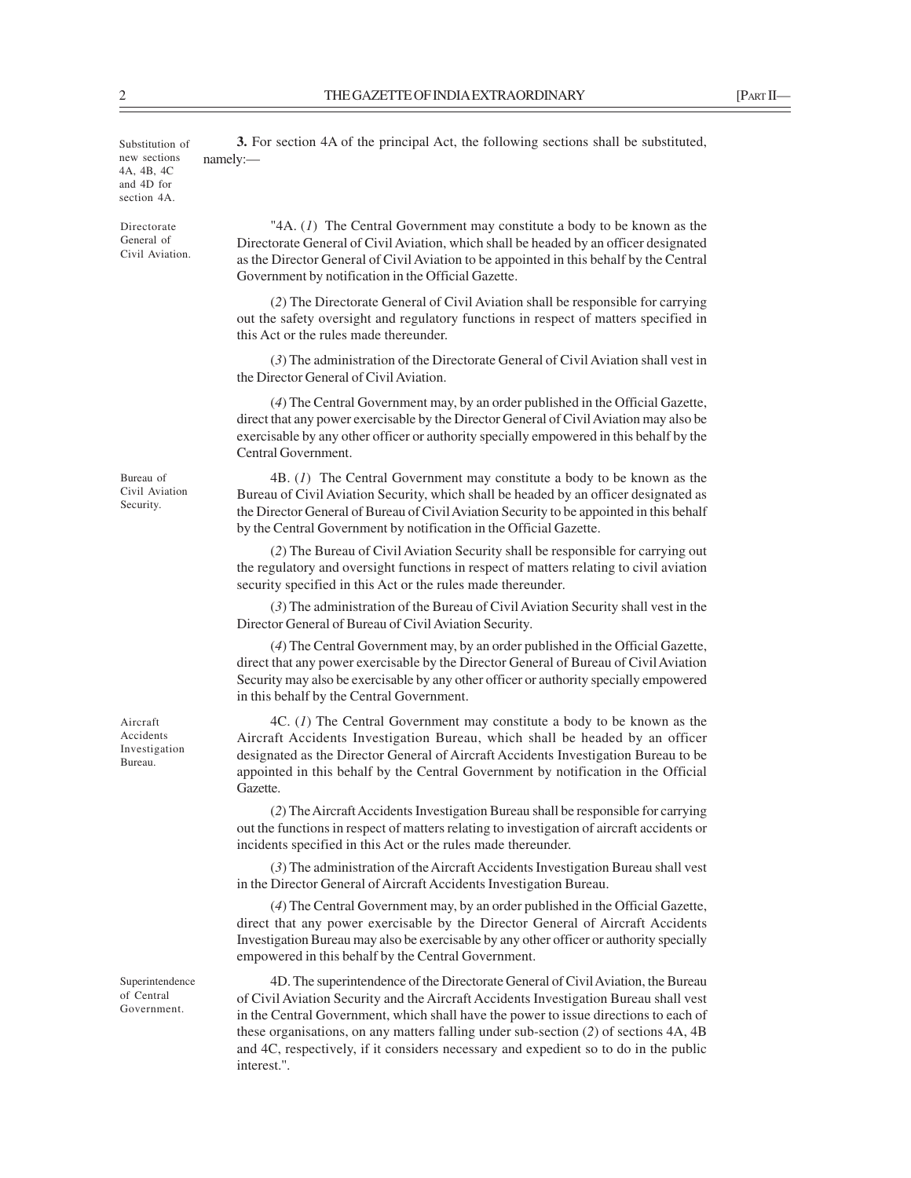Substitution of new sections 4A, 4B, 4C and 4D for section 4A.

**3.** For section 4A of the principal Act, the following sections shall be substituted, namely:—

Directorate General of Civil Aviation.

"4A. (*1*) The Central Government may constitute a body to be known as the Directorate General of Civil Aviation, which shall be headed by an officer designated as the Director General of Civil Aviation to be appointed in this behalf by the Central Government by notification in the Official Gazette.

(*2*) The Directorate General of Civil Aviation shall be responsible for carrying out the safety oversight and regulatory functions in respect of matters specified in this Act or the rules made thereunder.

(*3*) The administration of the Directorate General of Civil Aviation shall vest in the Director General of Civil Aviation.

(*4*) The Central Government may, by an order published in the Official Gazette, direct that any power exercisable by the Director General of Civil Aviation may also be exercisable by any other officer or authority specially empowered in this behalf by the Central Government.

Bureau of Civil Aviation Security.

4B. (*1*) The Central Government may constitute a body to be known as the Bureau of Civil Aviation Security, which shall be headed by an officer designated as the Director General of Bureau of Civil Aviation Security to be appointed in this behalf by the Central Government by notification in the Official Gazette.

(*2*) The Bureau of Civil Aviation Security shall be responsible for carrying out the regulatory and oversight functions in respect of matters relating to civil aviation security specified in this Act or the rules made thereunder.

(*3*) The administration of the Bureau of Civil Aviation Security shall vest in the Director General of Bureau of Civil Aviation Security.

(*4*) The Central Government may, by an order published in the Official Gazette, direct that any power exercisable by the Director General of Bureau of Civil Aviation Security may also be exercisable by any other officer or authority specially empowered in this behalf by the Central Government.

Aircraft Accidents Investigation Bureau.

4C. (*1*) The Central Government may constitute a body to be known as the Aircraft Accidents Investigation Bureau, which shall be headed by an officer designated as the Director General of Aircraft Accidents Investigation Bureau to be appointed in this behalf by the Central Government by notification in the Official Gazette.

(*2*) The Aircraft Accidents Investigation Bureau shall be responsible for carrying out the functions in respect of matters relating to investigation of aircraft accidents or incidents specified in this Act or the rules made thereunder.

(*3*) The administration of the Aircraft Accidents Investigation Bureau shall vest in the Director General of Aircraft Accidents Investigation Bureau.

(*4*) The Central Government may, by an order published in the Official Gazette, direct that any power exercisable by the Director General of Aircraft Accidents Investigation Bureau may also be exercisable by any other officer or authority specially empowered in this behalf by the Central Government.

Superintendence of Central Government.

4D. The superintendence of the Directorate General of Civil Aviation, the Bureau of Civil Aviation Security and the Aircraft Accidents Investigation Bureau shall vest in the Central Government, which shall have the power to issue directions to each of these organisations, on any matters falling under sub-section (*2*) of sections 4A, 4B and 4C, respectively, if it considers necessary and expedient so to do in the public interest.".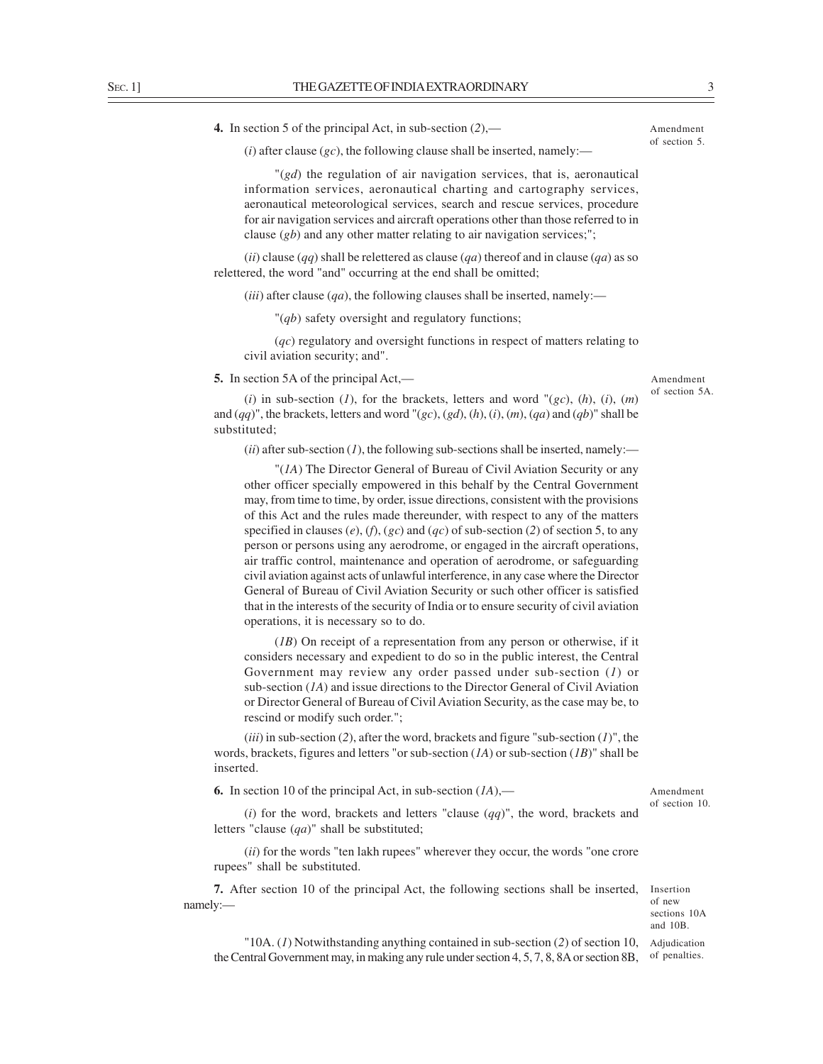**4.** In section 5 of the principal Act, in sub-section (*2*),—

Amendment of section 5.

(*i*) after clause (*gc*), the following clause shall be inserted, namely:—

"(*gd*) the regulation of air navigation services, that is, aeronautical information services, aeronautical charting and cartography services, aeronautical meteorological services, search and rescue services, procedure for air navigation services and aircraft operations other than those referred to in clause (*gb*) and any other matter relating to air navigation services;";

(*ii*) clause (*qq*) shall be relettered as clause (*qa*) thereof and in clause (*qa*) as so relettered, the word "and" occurring at the end shall be omitted;

(*iii*) after clause (*qa*), the following clauses shall be inserted, namely:—

"(*qb*) safety oversight and regulatory functions;

(*qc*) regulatory and oversight functions in respect of matters relating to civil aviation security; and".

**5.** In section 5A of the principal Act,—

Amendment of section 5A.

(*i*) in sub-section (*1*), for the brackets, letters and word "(*gc*), (*h*), (*i*), (*m*) and (*qq*)", the brackets, letters and word "(*gc*), (*gd*), (*h*), (*i*), (*m*), (*qa*) and (*qb*)" shall be substituted;

(*ii*) after sub-section (*1*), the following sub-sections shall be inserted, namely:—

"(*1A*) The Director General of Bureau of Civil Aviation Security or any other officer specially empowered in this behalf by the Central Government may, from time to time, by order, issue directions, consistent with the provisions of this Act and the rules made thereunder, with respect to any of the matters specified in clauses (*e*), (*f*), (*gc*) and (*qc*) of sub-section (*2*) of section 5, to any person or persons using any aerodrome, or engaged in the aircraft operations, air traffic control, maintenance and operation of aerodrome, or safeguarding civil aviation against acts of unlawful interference, in any case where the Director General of Bureau of Civil Aviation Security or such other officer is satisfied that in the interests of the security of India or to ensure security of civil aviation operations, it is necessary so to do.

(*1B*) On receipt of a representation from any person or otherwise, if it considers necessary and expedient to do so in the public interest, the Central Government may review any order passed under sub-section (*1*) or sub-section (*1A*) and issue directions to the Director General of Civil Aviation or Director General of Bureau of Civil Aviation Security, as the case may be, to rescind or modify such order.";

(*iii*) in sub-section (*2*), after the word, brackets and figure "sub-section (*1*)", the words, brackets, figures and letters "or sub-section (*1A*) or sub-section (*1B*)" shall be inserted.

**6.** In section 10 of the principal Act, in sub-section (*1A*),—

Amendment of section 10.

(*i*) for the word, brackets and letters "clause (*qq*)", the word, brackets and letters "clause (*qa*)" shall be substituted;

(*ii*) for the words "ten lakh rupees" wherever they occur, the words "one crore rupees" shall be substituted.

**7.** After section 10 of the principal Act, the following sections shall be inserted, namely:—

Insertion of new sections 10A and 10B.

Adjudication of penalties.

"10A. (*1*) Notwithstanding anything contained in sub-section (*2*) of section 10, the Central Government may, in making any rule under section 4, 5, 7, 8, 8A or section 8B,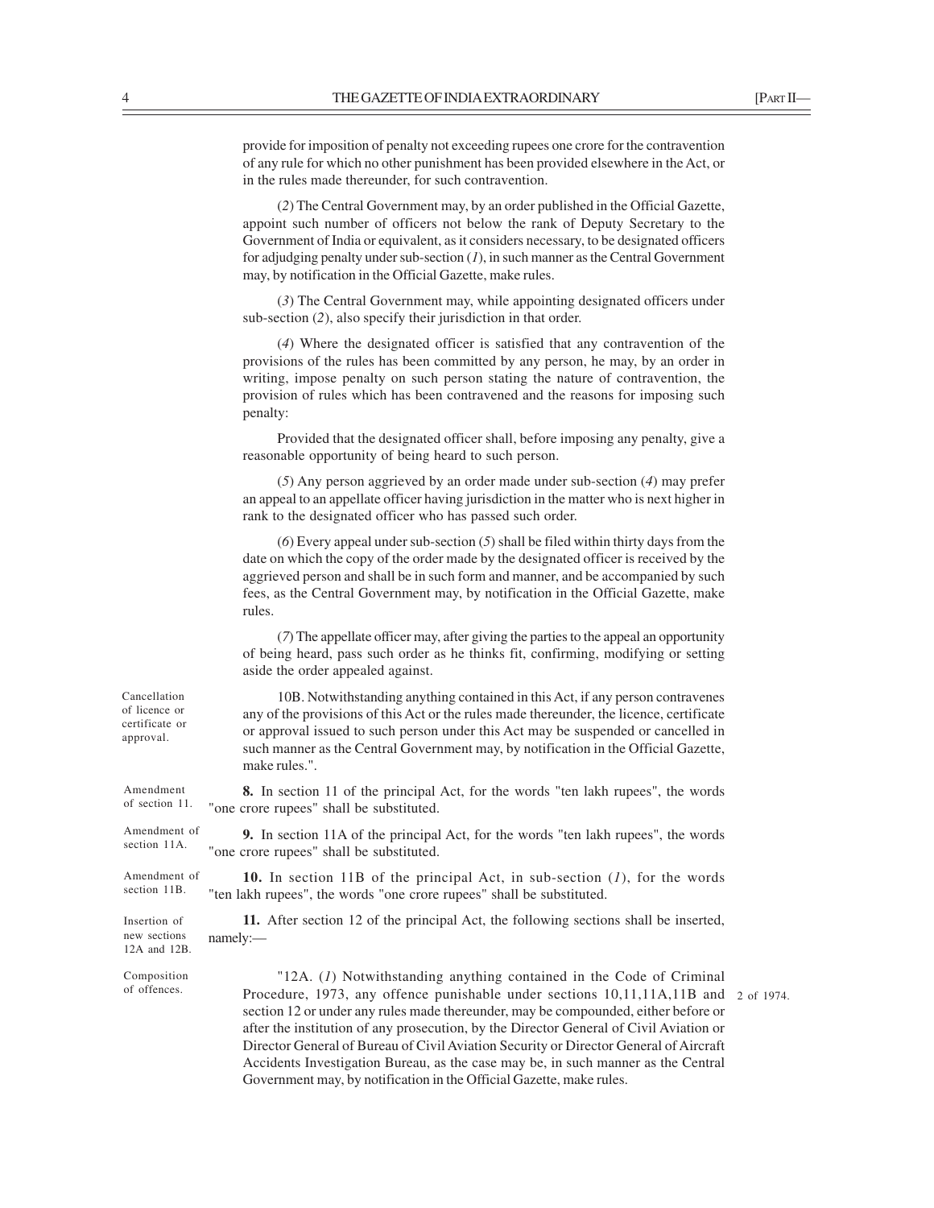provide for imposition of penalty not exceeding rupees one crore for the contravention of any rule for which no other punishment has been provided elsewhere in the Act, or in the rules made thereunder, for such contravention.

(*2*) The Central Government may, by an order published in the Official Gazette, appoint such number of officers not below the rank of Deputy Secretary to the Government of India or equivalent, as it considers necessary, to be designated officers for adjudging penalty under sub-section (*1*), in such manner as the Central Government may, by notification in the Official Gazette, make rules.

(*3*) The Central Government may, while appointing designated officers under sub-section (*2*), also specify their jurisdiction in that order.

(*4*) Where the designated officer is satisfied that any contravention of the provisions of the rules has been committed by any person, he may, by an order in writing, impose penalty on such person stating the nature of contravention, the provision of rules which has been contravened and the reasons for imposing such penalty:

Provided that the designated officer shall, before imposing any penalty, give a reasonable opportunity of being heard to such person.

(*5*) Any person aggrieved by an order made under sub-section (*4*) may prefer an appeal to an appellate officer having jurisdiction in the matter who is next higher in rank to the designated officer who has passed such order.

(*6*) Every appeal under sub-section (*5*) shall be filed within thirty days from the date on which the copy of the order made by the designated officer is received by the aggrieved person and shall be in such form and manner, and be accompanied by such fees, as the Central Government may, by notification in the Official Gazette, make rules.

(*7*) The appellate officer may, after giving the parties to the appeal an opportunity of being heard, pass such order as he thinks fit, confirming, modifying or setting aside the order appealed against.

Cancellation of licence or certificate or approval.

10B. Notwithstanding anything contained in this Act, if any person contravenes any of the provisions of this Act or the rules made thereunder, the licence, certificate or approval issued to such person under this Act may be suspended or cancelled in such manner as the Central Government may, by notification in the Official Gazette, make rules.".

Amendment of section 11.

**8.** In section 11 of the principal Act, for the words "ten lakh rupees", the words "one crore rupees" shall be substituted.

Amendment of section 11A.

**9.** In section 11A of the principal Act, for the words "ten lakh rupees", the words "one crore rupees" shall be substituted.

Amendment of section 11B.

**10.** In section 11B of the principal Act, in sub-section (*1*), for the words "ten lakh rupees", the words "one crore rupees" shall be substituted.

Insertion of new sections 12A and 12B.

**11.** After section 12 of the principal Act, the following sections shall be inserted, namely:—

Composition of offences.

"12A. (*1*) Notwithstanding anything contained in the Code of Criminal Procedure, 1973, any offence punishable under sections 10,11,11A,11B and section 12 or under any rules made thereunder, may be compounded, either before or after the institution of any prosecution, by the Director General of Civil Aviation or Director General of Bureau of Civil Aviation Security or Director General of Aircraft Accidents Investigation Bureau, as the case may be, in such manner as the Central Government may, by notification in the Official Gazette, make rules.

2 of 1974.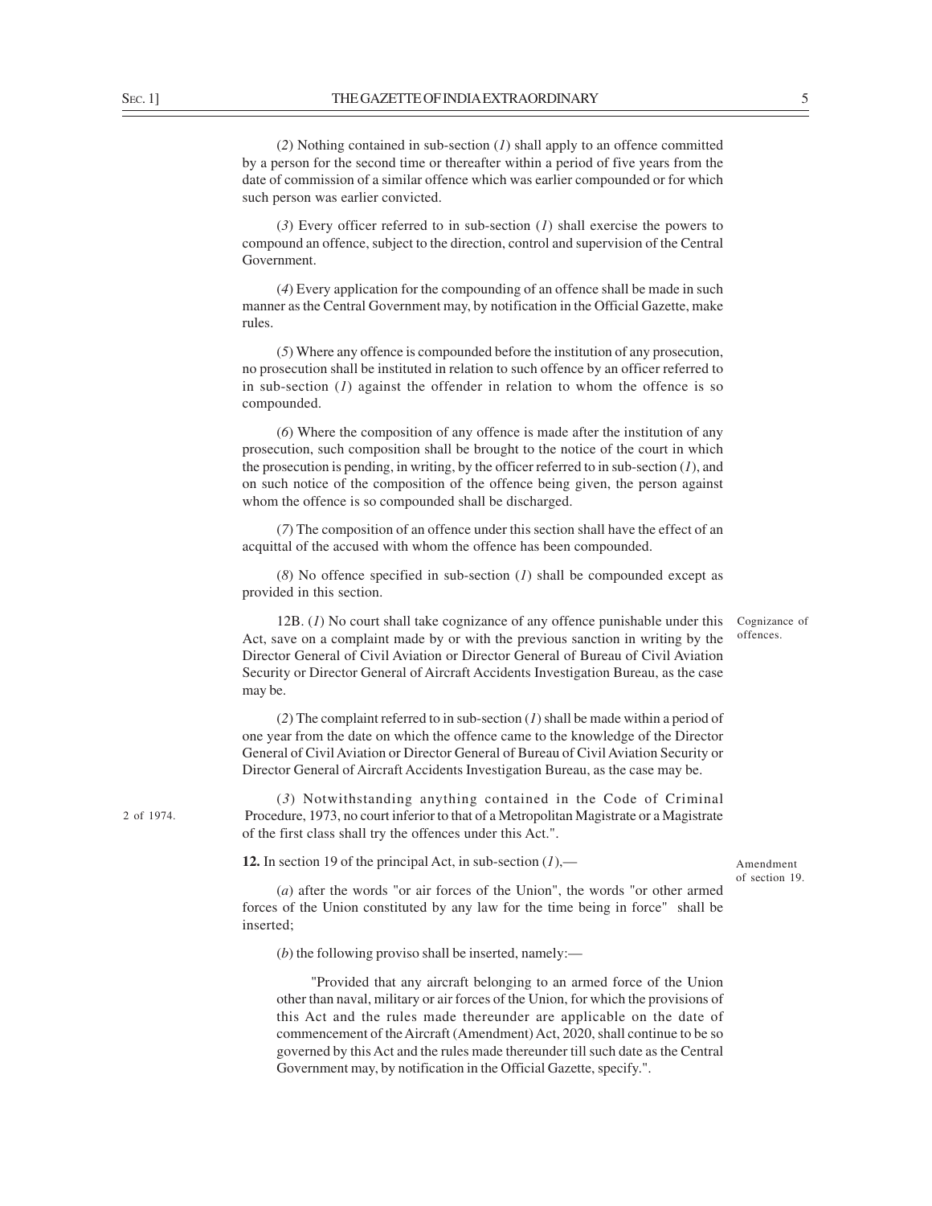(*2*) Nothing contained in sub-section (*1*) shall apply to an offence committed by a person for the second time or thereafter within a period of five years from the date of commission of a similar offence which was earlier compounded or for which such person was earlier convicted.

(*3*) Every officer referred to in sub-section (*1*) shall exercise the powers to compound an offence, subject to the direction, control and supervision of the Central Government.

(*4*) Every application for the compounding of an offence shall be made in such manner as the Central Government may, by notification in the Official Gazette, make rules.

(*5*) Where any offence is compounded before the institution of any prosecution, no prosecution shall be instituted in relation to such offence by an officer referred to in sub-section (*1*) against the offender in relation to whom the offence is so compounded.

(*6*) Where the composition of any offence is made after the institution of any prosecution, such composition shall be brought to the notice of the court in which the prosecution is pending, in writing, by the officer referred to in sub-section (*1*), and on such notice of the composition of the offence being given, the person against whom the offence is so compounded shall be discharged.

(*7*) The composition of an offence under this section shall have the effect of an acquittal of the accused with whom the offence has been compounded.

(*8*) No offence specified in sub-section (*1*) shall be compounded except as provided in this section.

Cognizance of offences.

12B. (*1*) No court shall take cognizance of any offence punishable under this Act, save on a complaint made by or with the previous sanction in writing by the Director General of Civil Aviation or Director General of Bureau of Civil Aviation Security or Director General of Aircraft Accidents Investigation Bureau, as the case may be.

(*2*) The complaint referred to in sub-section (*1*) shall be made within a period of one year from the date on which the offence came to the knowledge of the Director General of Civil Aviation or Director General of Bureau of Civil Aviation Security or Director General of Aircraft Accidents Investigation Bureau, as the case may be.

2 of 1974.

(*3*) Notwithstanding anything contained in the Code of Criminal Procedure, 1973, no court inferior to that of a Metropolitan Magistrate or a Magistrate of the first class shall try the offences under this Act.".

Amendment of section 19.

**12.** In section 19 of the principal Act, in sub-section (*1*),—

(*a*) after the words "or air forces of the Union", the words "or other armed forces of the Union constituted by any law for the time being in force" shall be inserted;

(*b*) the following proviso shall be inserted, namely:—

"Provided that any aircraft belonging to an armed force of the Union other than naval, military or air forces of the Union, for which the provisions of this Act and the rules made thereunder are applicable on the date of commencement of the Aircraft (Amendment) Act, 2020, shall continue to be so governed by this Act and the rules made thereunder till such date as the Central Government may, by notification in the Official Gazette, specify.".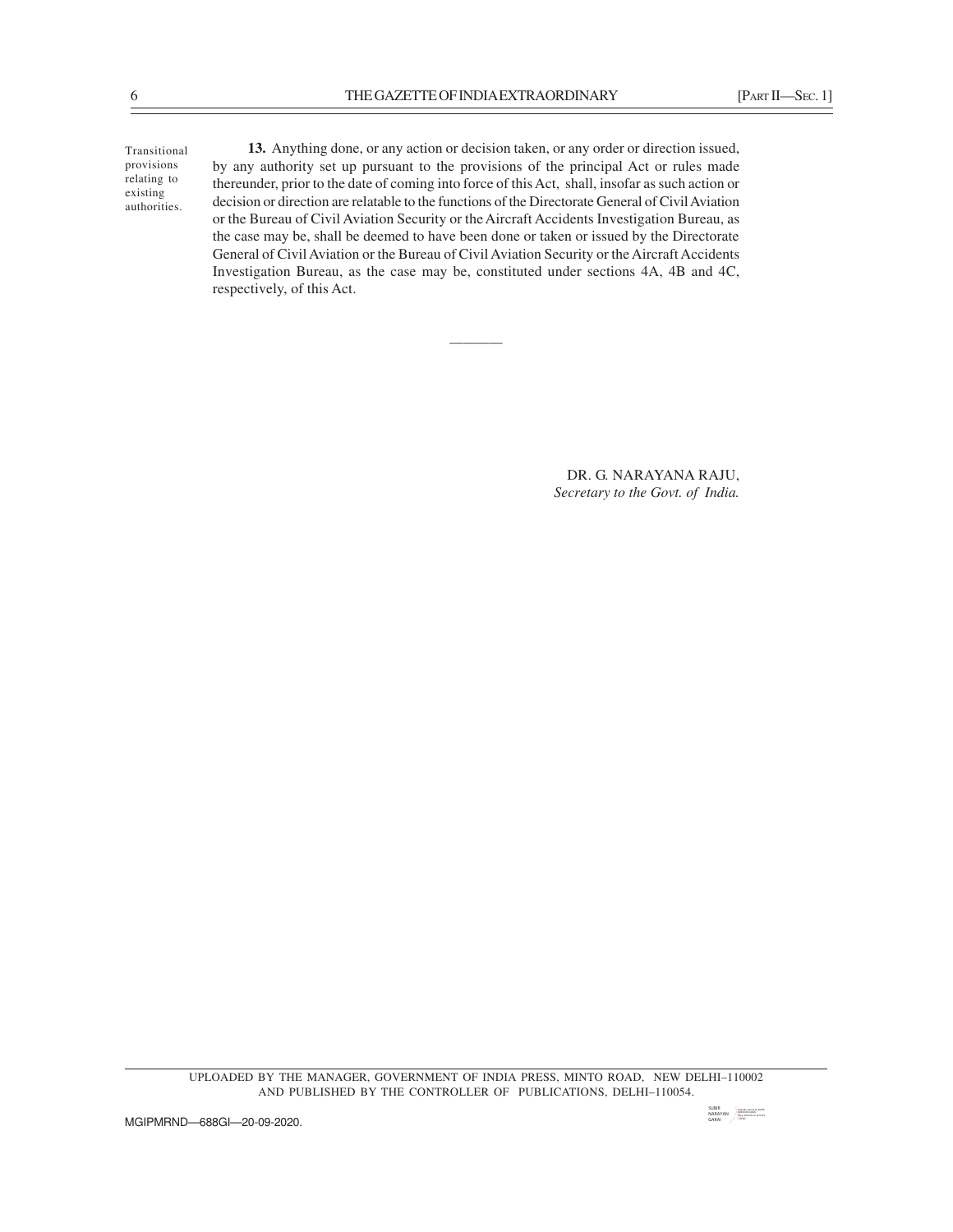Transitional provisions relating to existing authorities.

**13.** Anything done, or any action or decision taken, or any order or direction issued, by any authority set up pursuant to the provisions of the principal Act or rules made thereunder, prior to the date of coming into force of this Act, shall, insofar as such action or decision or direction are relatable to the functions of the Directorate General of Civil Aviation or the Bureau of Civil Aviation Security or the Aircraft Accidents Investigation Bureau, as the case may be, shall be deemed to have been done or taken or issued by the Directorate General of Civil Aviation or the Bureau of Civil Aviation Security or the Aircraft Accidents Investigation Bureau, as the case may be, constituted under sections 4A, 4B and 4C, respectively, of this Act.

———

DR. G. NARAYANA RAJU,
*Secretary to the Govt. of India.*

UPLOADED BY THE MANAGER, GOVERNMENT OF INDIA PRESS, MINTO ROAD, NEW DELHI–110002 AND PUBLISHED BY THE CONTROLLER OF PUBLICATIONS, DELHI–110054.

MGIPMRND—688GI—20-09-2020.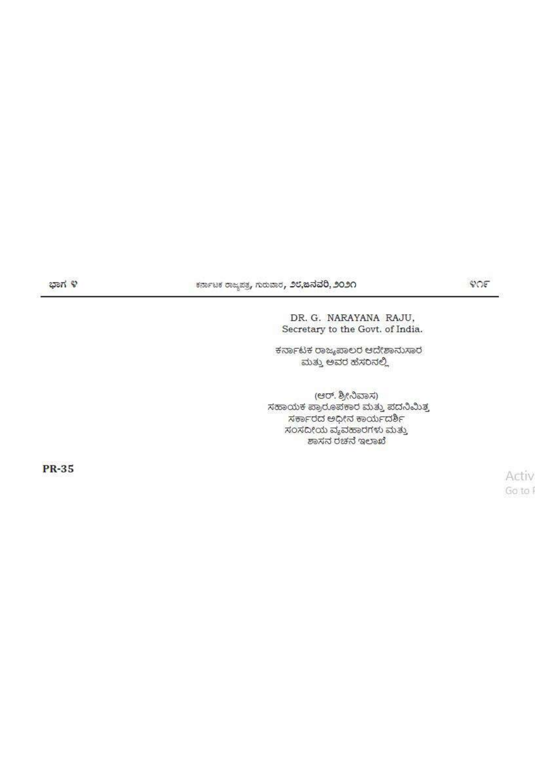DR. G. NARAYANA RAJU,
Secretary to the Govt. of India.

ಕರ್ನಾಟಕ ರಾಜ್ಯಪಾಲರ ಆದೇಶಾನುಸಾರ
ಮತ್ತು ಅವರ ಹೆಸರಿನಲ್ಲಿ

(ಆರ್. ಶ್ರೀನಿವಾಸ)
ಸಹಾಯಕ ಪ್ರಾರೂಪಕಾರ ಮತ್ತು ಪದನಿಮಿತ್ತ
ಸರ್ಕಾರದ ಅಧೀನ ಕಾರ್ಯದರ್ಶಿ
ಸಂಸದೀಯ ವ್ಯವಹಾರಗಳು ಮತ್ತು
ಶಾಸನ ರಚನೆ ಇಲಾಖೆ

PR-35